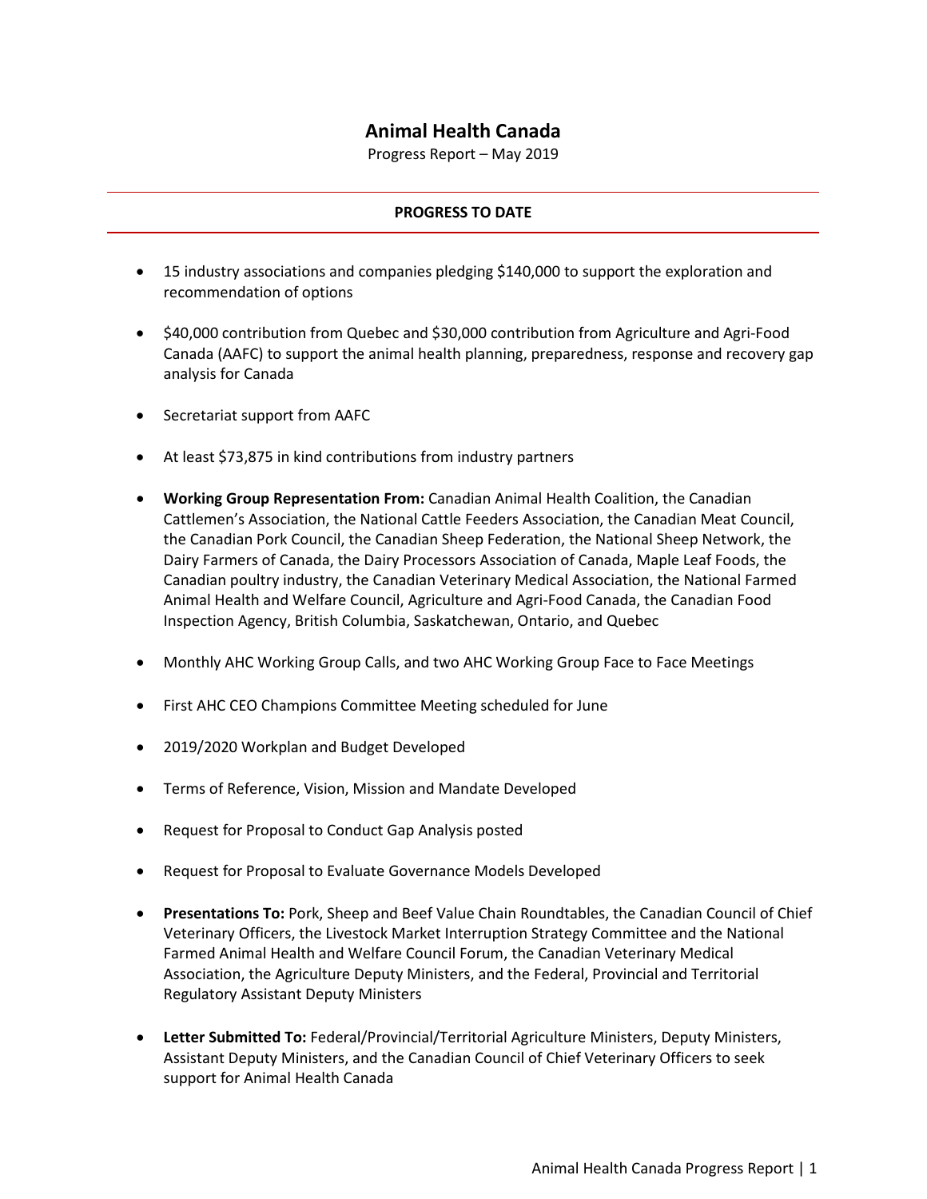# Animal Health Canada

Progress Report – May 2019

## PROGRESS TO DATE

- 15 industry associations and companies pledging $140,000 to support the exploration and recommendation of options
- $40,000 contribution from Quebec and $30,000 contribution from Agriculture and Agri-Food Canada (AAFC) to support the animal health planning, preparedness, response and recovery gap analysis for Canada
- Secretariat support from AAFC
- At least $73,875 in kind contributions from industry partners
- **Working Group Representation From:** Canadian Animal Health Coalition, the Canadian Cattlemen's Association, the National Cattle Feeders Association, the Canadian Meat Council, the Canadian Pork Council, the Canadian Sheep Federation, the National Sheep Network, the Dairy Farmers of Canada, the Dairy Processors Association of Canada, Maple Leaf Foods, the Canadian poultry industry, the Canadian Veterinary Medical Association, the National Farmed Animal Health and Welfare Council, Agriculture and Agri-Food Canada, the Canadian Food Inspection Agency, British Columbia, Saskatchewan, Ontario, and Quebec
- Monthly AHC Working Group Calls, and two AHC Working Group Face to Face Meetings
- First AHC CEO Champions Committee Meeting scheduled for June
- 2019/2020 Workplan and Budget Developed
- Terms of Reference, Vision, Mission and Mandate Developed
- Request for Proposal to Conduct Gap Analysis posted
- Request for Proposal to Evaluate Governance Models Developed
- **Presentations To:** Pork, Sheep and Beef Value Chain Roundtables, the Canadian Council of Chief Veterinary Officers, the Livestock Market Interruption Strategy Committee and the National Farmed Animal Health and Welfare Council Forum, the Canadian Veterinary Medical Association, the Agriculture Deputy Ministers, and the Federal, Provincial and Territorial Regulatory Assistant Deputy Ministers
- **Letter Submitted To:** Federal/Provincial/Territorial Agriculture Ministers, Deputy Ministers, Assistant Deputy Ministers, and the Canadian Council of Chief Veterinary Officers to seek support for Animal Health Canada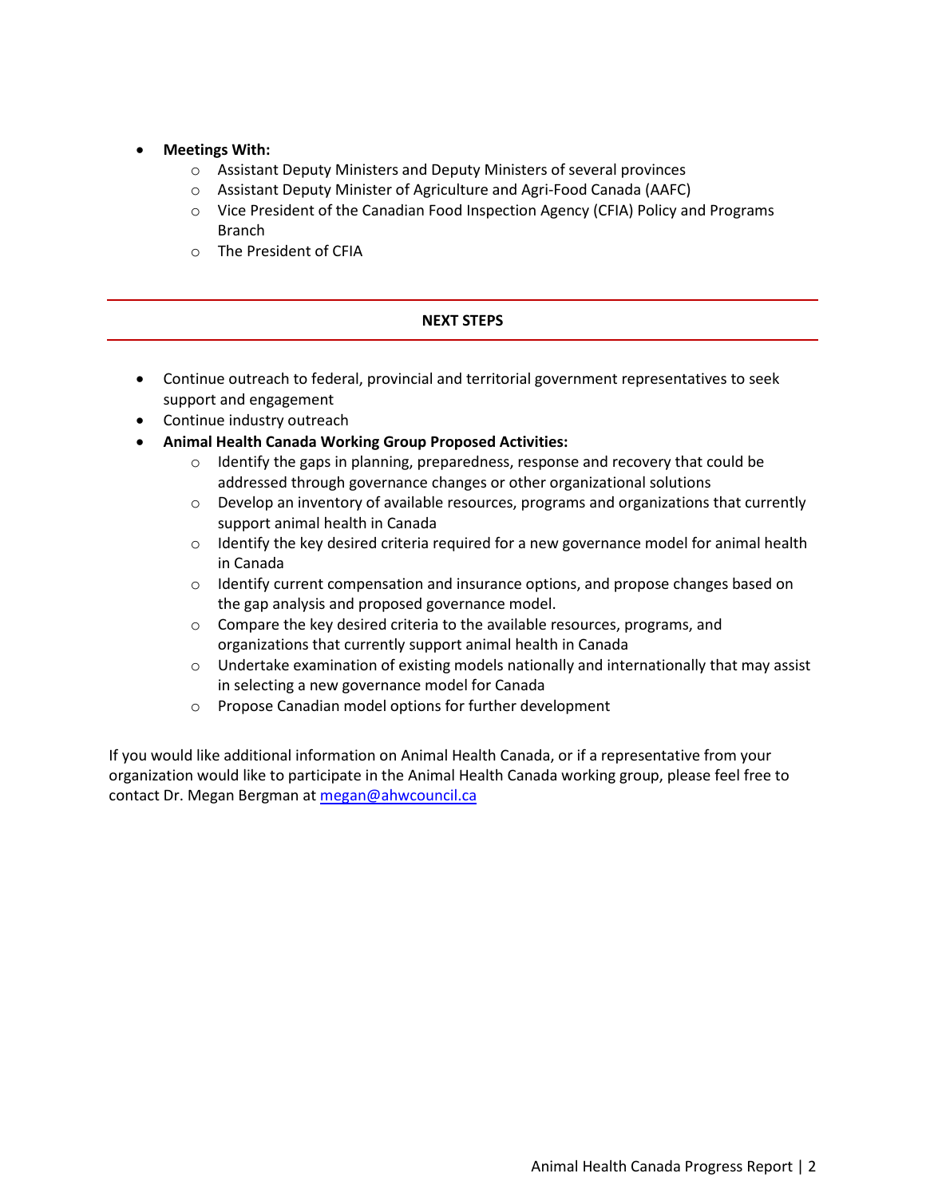- **Meetings With:**
    - Assistant Deputy Ministers and Deputy Ministers of several provinces
    - Assistant Deputy Minister of Agriculture and Agri-Food Canada (AAFC)
    - Vice President of the Canadian Food Inspection Agency (CFIA) Policy and Programs Branch
    - The President of CFIA

## NEXT STEPS

- Continue outreach to federal, provincial and territorial government representatives to seek support and engagement
- Continue industry outreach
- **Animal Health Canada Working Group Proposed Activities:**
    - Identify the gaps in planning, preparedness, response and recovery that could be addressed through governance changes or other organizational solutions
    - Develop an inventory of available resources, programs and organizations that currently support animal health in Canada
    - Identify the key desired criteria required for a new governance model for animal health in Canada
    - Identify current compensation and insurance options, and propose changes based on the gap analysis and proposed governance model.
    - Compare the key desired criteria to the available resources, programs, and organizations that currently support animal health in Canada
    - Undertake examination of existing models nationally and internationally that may assist in selecting a new governance model for Canada
    - Propose Canadian model options for further development

If you would like additional information on Animal Health Canada, or if a representative from your organization would like to participate in the Animal Health Canada working group, please feel free to contact Dr. Megan Bergman at [megan@ahwcouncil.ca](mailto:megan@ahwcouncil.ca)